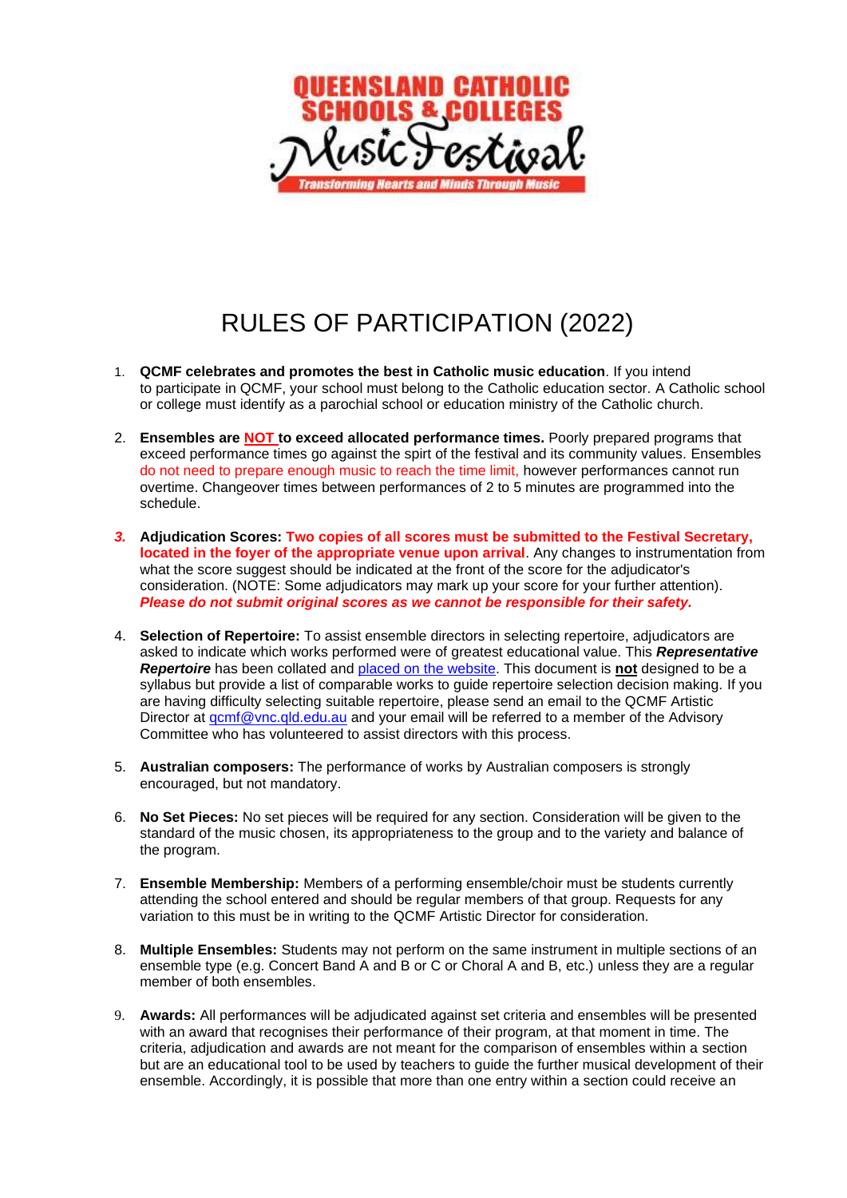# RULES OF PARTICIPATION (2022)

1. **QCMF celebrates and promotes the best in Catholic music education**. If you intend to participate in QCMF, your school must belong to the Catholic education sector. A Catholic school or college must identify as a parochial school or education ministry of the Catholic church.

2. **Ensembles are NOT to exceed allocated performance times.** Poorly prepared programs that exceed performance times go against the spirt of the festival and its community values. Ensembles do not need to prepare enough music to reach the time limit, however performances cannot run overtime. Changeover times between performances of 2 to 5 minutes are programmed into the schedule.

3. **Adjudication Scores: Two copies of all scores must be submitted to the Festival Secretary, located in the foyer of the appropriate venue upon arrival**. Any changes to instrumentation from what the score suggest should be indicated at the front of the score for the adjudicator's consideration. (NOTE: Some adjudicators may mark up your score for your further attention). ***Please do not submit original scores as we cannot be responsible for their safety.***

4. **Selection of Repertoire:** To assist ensemble directors in selecting repertoire, adjudicators are asked to indicate which works performed were of greatest educational value. This ***Representative Repertoire*** has been collated and placed on the website. This document is **not** designed to be a syllabus but provide a list of comparable works to guide repertoire selection decision making. If you are having difficulty selecting suitable repertoire, please send an email to the QCMF Artistic Director at qcmf@vnc.qld.edu.au and your email will be referred to a member of the Advisory Committee who has volunteered to assist directors with this process.

5. **Australian composers:** The performance of works by Australian composers is strongly encouraged, but not mandatory.

6. **No Set Pieces:** No set pieces will be required for any section. Consideration will be given to the standard of the music chosen, its appropriateness to the group and to the variety and balance of the program.

7. **Ensemble Membership:** Members of a performing ensemble/choir must be students currently attending the school entered and should be regular members of that group. Requests for any variation to this must be in writing to the QCMF Artistic Director for consideration.

8. **Multiple Ensembles:** Students may not perform on the same instrument in multiple sections of an ensemble type (e.g. Concert Band A and B or C or Choral A and B, etc.) unless they are a regular member of both ensembles.

9. **Awards:** All performances will be adjudicated against set criteria and ensembles will be presented with an award that recognises their performance of their program, at that moment in time. The criteria, adjudication and awards are not meant for the comparison of ensembles within a section but are an educational tool to be used by teachers to guide the further musical development of their ensemble. Accordingly, it is possible that more than one entry within a section could receive an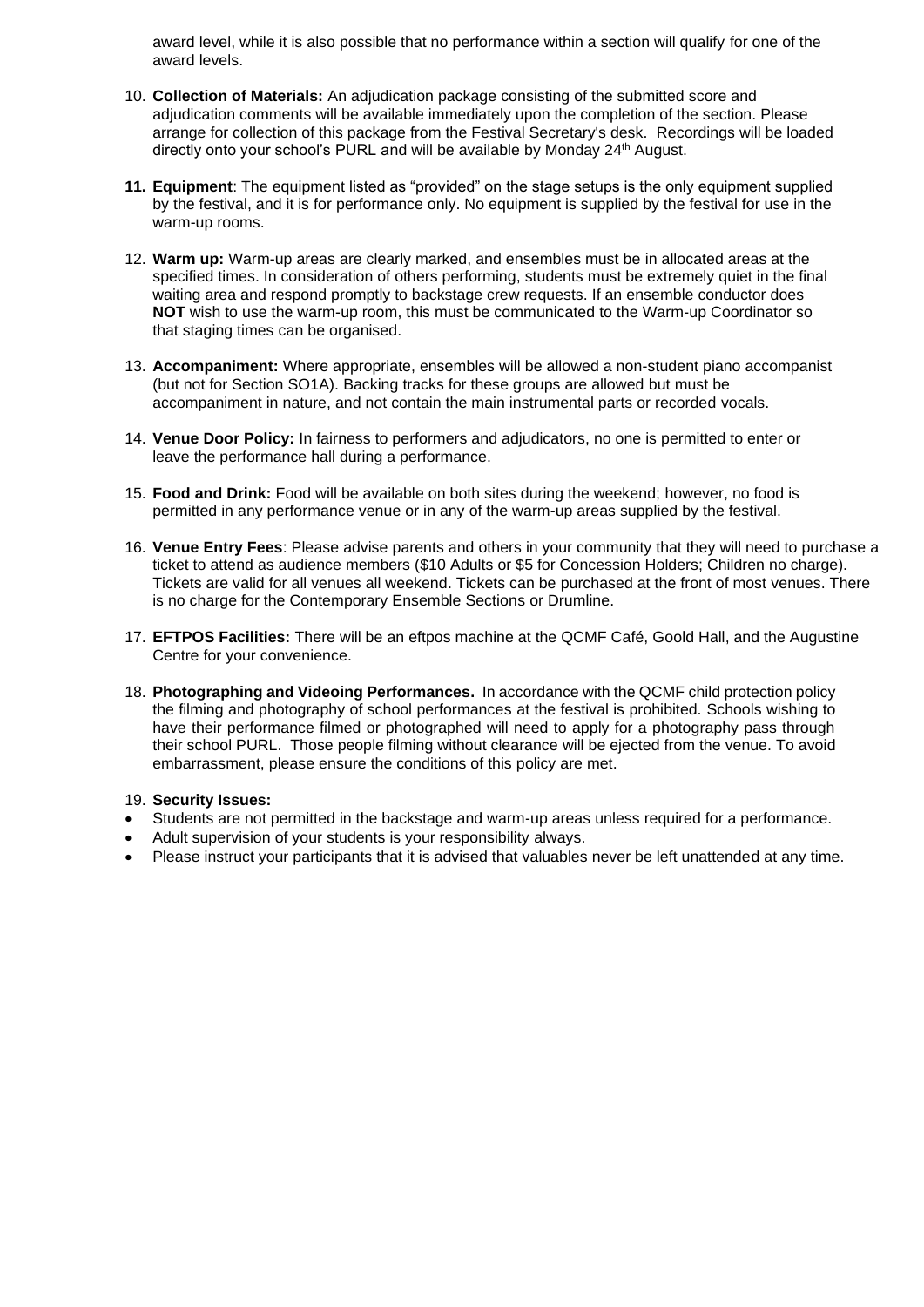award level, while it is also possible that no performance within a section will qualify for one of the award levels.

10. **Collection of Materials:** An adjudication package consisting of the submitted score and adjudication comments will be available immediately upon the completion of the section. Please arrange for collection of this package from the Festival Secretary's desk. Recordings will be loaded directly onto your school's PURL and will be available by Monday 24th August.

11. **Equipment**: The equipment listed as "provided" on the stage setups is the only equipment supplied by the festival, and it is for performance only. No equipment is supplied by the festival for use in the warm-up rooms.

12. **Warm up:** Warm-up areas are clearly marked, and ensembles must be in allocated areas at the specified times. In consideration of others performing, students must be extremely quiet in the final waiting area and respond promptly to backstage crew requests. If an ensemble conductor does **NOT** wish to use the warm-up room, this must be communicated to the Warm-up Coordinator so that staging times can be organised.

13. **Accompaniment:** Where appropriate, ensembles will be allowed a non-student piano accompanist (but not for Section SO1A). Backing tracks for these groups are allowed but must be accompaniment in nature, and not contain the main instrumental parts or recorded vocals.

14. **Venue Door Policy:** In fairness to performers and adjudicators, no one is permitted to enter or leave the performance hall during a performance.

15. **Food and Drink:** Food will be available on both sites during the weekend; however, no food is permitted in any performance venue or in any of the warm-up areas supplied by the festival.

16. **Venue Entry Fees**: Please advise parents and others in your community that they will need to purchase a ticket to attend as audience members ($10 Adults or $5 for Concession Holders; Children no charge). Tickets are valid for all venues all weekend. Tickets can be purchased at the front of most venues. There is no charge for the Contemporary Ensemble Sections or Drumline.

17. **EFTPOS Facilities:** There will be an eftpos machine at the QCMF Café, Goold Hall, and the Augustine Centre for your convenience.

18. **Photographing and Videoing Performances.** In accordance with the QCMF child protection policy the filming and photography of school performances at the festival is prohibited. Schools wishing to have their performance filmed or photographed will need to apply for a photography pass through their school PURL. Those people filming without clearance will be ejected from the venue. To avoid embarrassment, please ensure the conditions of this policy are met.

19. **Security Issues:**

- Students are not permitted in the backstage and warm-up areas unless required for a performance.
- Adult supervision of your students is your responsibility always.
- Please instruct your participants that it is advised that valuables never be left unattended at any time.